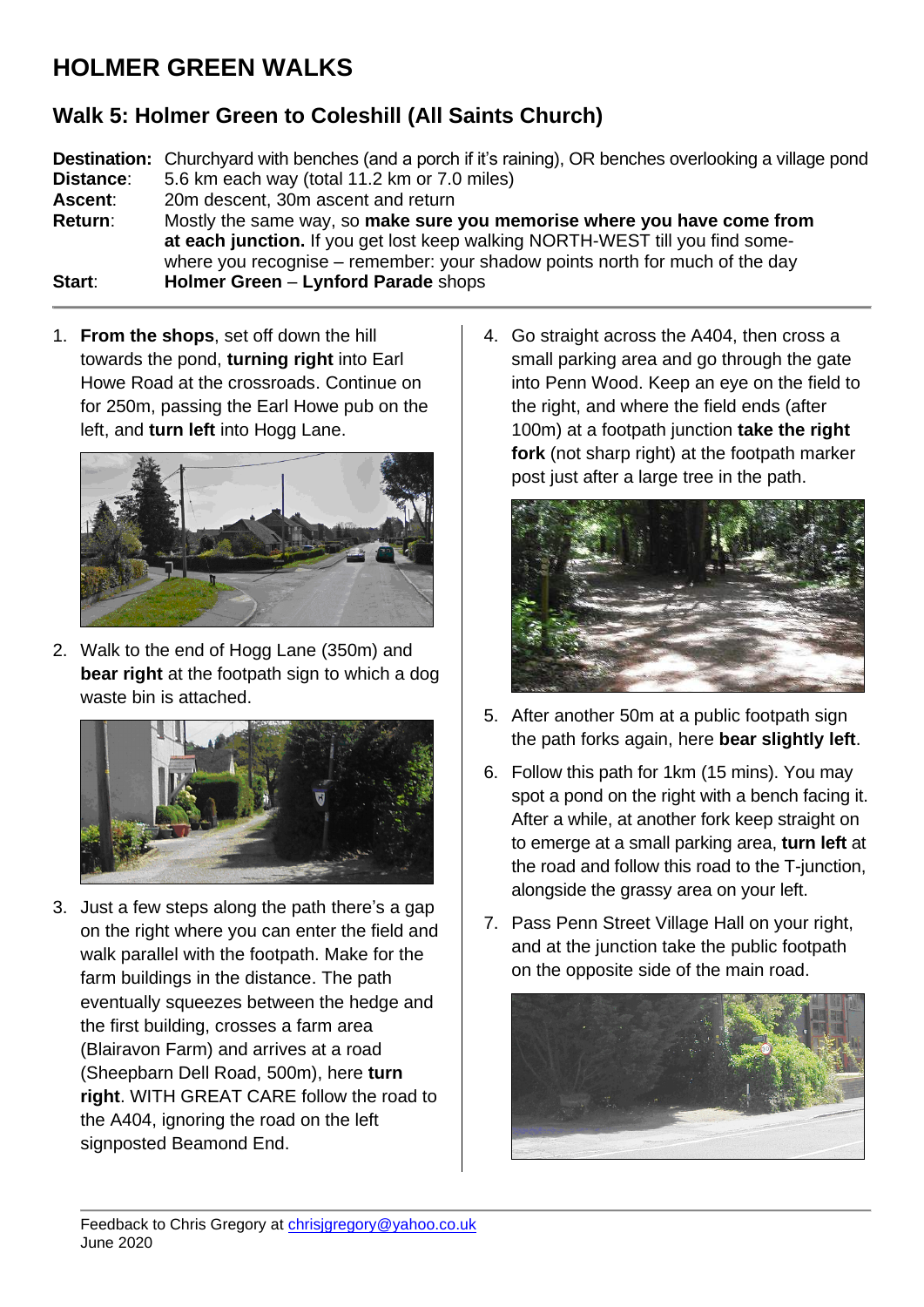# HOLMER GREEN WALKS

## Walk 5: Holmer Green to Coleshill (All Saints Church)

**Destination:** Churchyard with benches (and a porch if it's raining), OR benches overlooking a village pond
**Distance**: 5.6 km each way (total 11.2 km or 7.0 miles)
**Ascent**: 20m descent, 30m ascent and return
**Return**: Mostly the same way, so **make sure you memorise where you have come from at each junction.** If you get lost keep walking NORTH-WEST till you find somewhere you recognise – remember: your shadow points north for much of the day
**Start**: **Holmer Green** – **Lynford Parade** shops

---

1. **From the shops**, set off down the hill towards the pond, **turning right** into Earl Howe Road at the crossroads. Continue on for 250m, passing the Earl Howe pub on the left, and **turn left** into Hogg Lane.

2. Walk to the end of Hogg Lane (350m) and **bear right** at the footpath sign to which a dog waste bin is attached.

3. Just a few steps along the path there's a gap on the right where you can enter the field and walk parallel with the footpath. Make for the farm buildings in the distance. The path eventually squeezes between the hedge and the first building, crosses a farm area (Blairavon Farm) and arrives at a road (Sheepbarn Dell Road, 500m), here **turn right**. WITH GREAT CARE follow the road to the A404, ignoring the road on the left signposted Beamond End.

4. Go straight across the A404, then cross a small parking area and go through the gate into Penn Wood. Keep an eye on the field to the right, and where the field ends (after 100m) at a footpath junction **take the right fork** (not sharp right) at the footpath marker post just after a large tree in the path.

5. After another 50m at a public footpath sign the path forks again, here **bear slightly left**.

6. Follow this path for 1km (15 mins). You may spot a pond on the right with a bench facing it. After a while, at another fork keep straight on to emerge at a small parking area, **turn left** at the road and follow this road to the T-junction, alongside the grassy area on your left.

7. Pass Penn Street Village Hall on your right, and at the junction take the public footpath on the opposite side of the main road.

---

Feedback to Chris Gregory at chrisjgregory@yahoo.co.uk
June 2020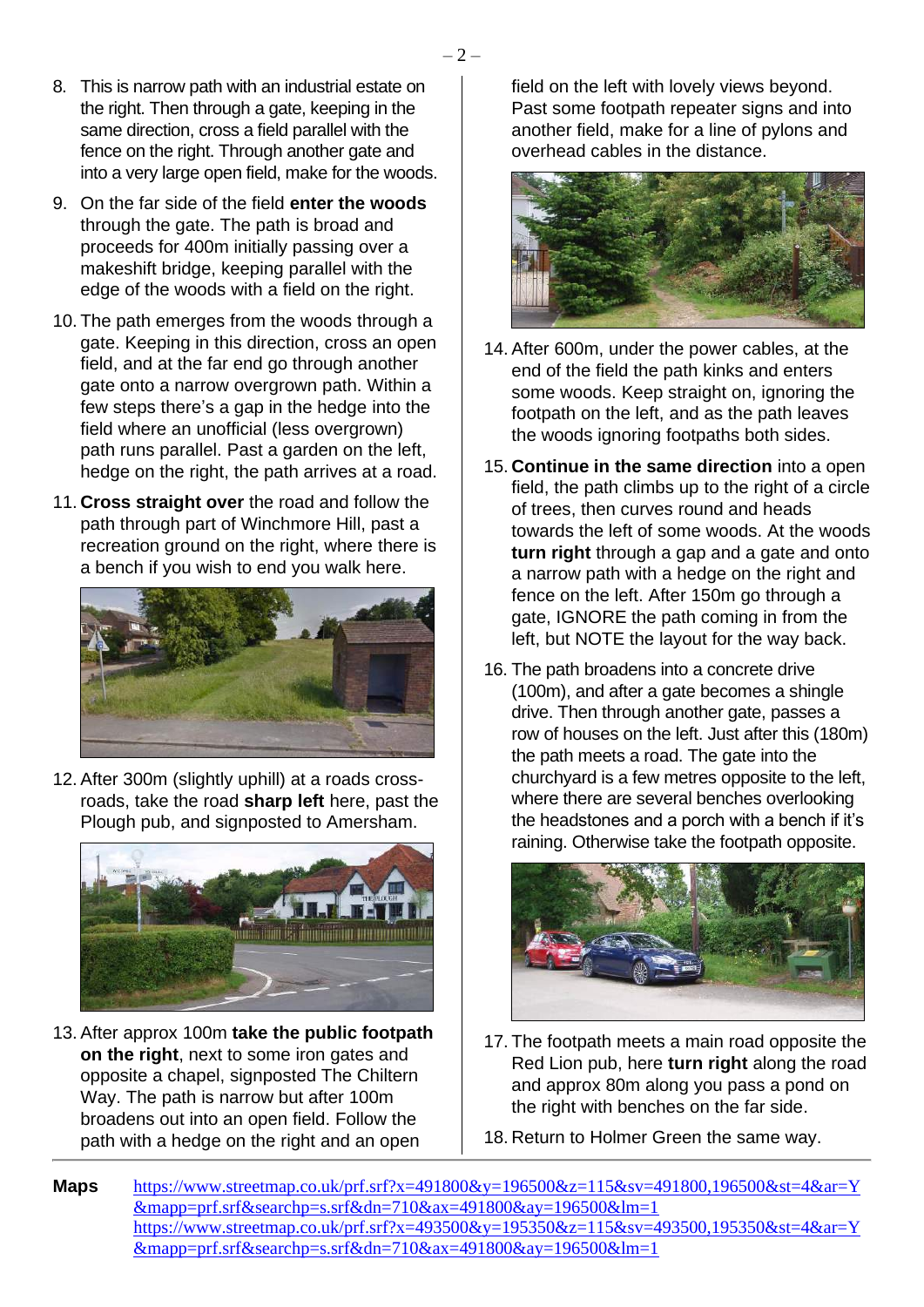8. This is narrow path with an industrial estate on the right. Then through a gate, keeping in the same direction, cross a field parallel with the fence on the right. Through another gate and into a very large open field, make for the woods.

9. On the far side of the field **enter the woods** through the gate. The path is broad and proceeds for 400m initially passing over a makeshift bridge, keeping parallel with the edge of the woods with a field on the right.

10. The path emerges from the woods through a gate. Keeping in this direction, cross an open field, and at the far end go through another gate onto a narrow overgrown path. Within a few steps there's a gap in the hedge into the field where an unofficial (less overgrown) path runs parallel. Past a garden on the left, hedge on the right, the path arrives at a road.

11. **Cross straight over** the road and follow the path through part of Winchmore Hill, past a recreation ground on the right, where there is a bench if you wish to end you walk here.

12. After 300m (slightly uphill) at a roads cross-roads, take the road **sharp left** here, past the Plough pub, and signposted to Amersham.

13. After approx 100m **take the public footpath on the right**, next to some iron gates and opposite a chapel, signposted The Chiltern Way. The path is narrow but after 100m broadens out into an open field. Follow the path with a hedge on the right and an open field on the left with lovely views beyond. Past some footpath repeater signs and into another field, make for a line of pylons and overhead cables in the distance.

14. After 600m, under the power cables, at the end of the field the path kinks and enters some woods. Keep straight on, ignoring the footpath on the left, and as the path leaves the woods ignoring footpaths both sides.

15. **Continue in the same direction** into a open field, the path climbs up to the right of a circle of trees, then curves round and heads towards the left of some woods. At the woods **turn right** through a gap and a gate and onto a narrow path with a hedge on the right and fence on the left. After 150m go through a gate, IGNORE the path coming in from the left, but NOTE the layout for the way back.

16. The path broadens into a concrete drive (100m), and after a gate becomes a shingle drive. Then through another gate, passes a row of houses on the left. Just after this (180m) the path meets a road. The gate into the churchyard is a few metres opposite to the left, where there are several benches overlooking the headstones and a porch with a bench if it's raining. Otherwise take the footpath opposite.

17. The footpath meets a main road opposite the Red Lion pub, here **turn right** along the road and approx 80m along you pass a pond on the right with benches on the far side.

18. Return to Holmer Green the same way.

**Maps** https://www.streetmap.co.uk/prf.srf?x=491800&y=196500&z=115&sv=491800,196500&st=4&ar=Y&mapp=prf.srf&searchp=s.srf&dn=710&ax=491800&ay=196500&lm=1
https://www.streetmap.co.uk/prf.srf?x=493500&y=195350&z=115&sv=493500,195350&st=4&ar=Y&mapp=prf.srf&searchp=s.srf&dn=710&ax=491800&ay=196500&lm=1